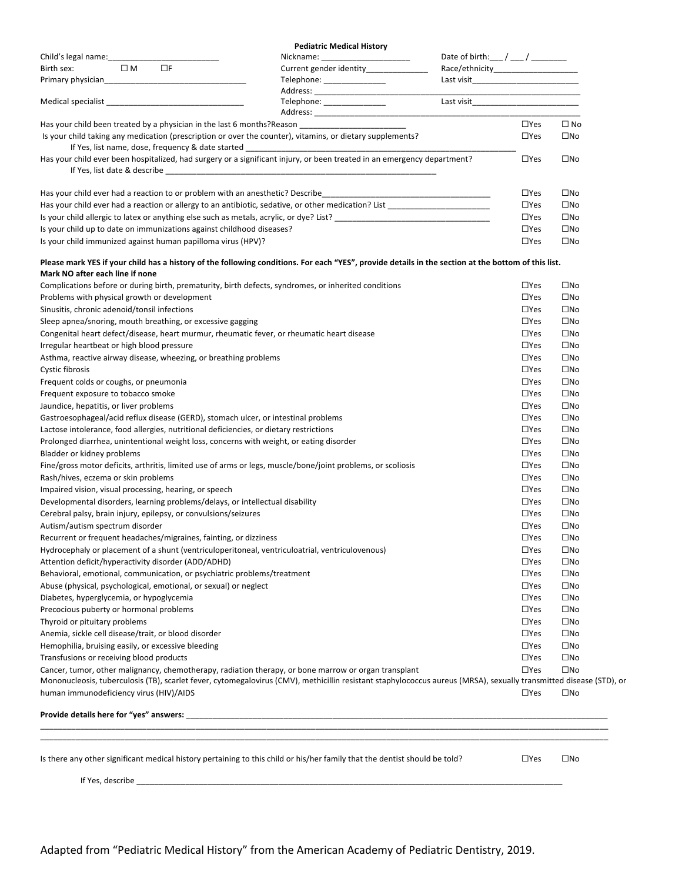# Pediatric Medical History

Child's legal name:_________________________ Nickname: ____________________ Date of birth:___ / ___ / ________

Birth sex: ☐ M ☐F Current gender identity______________ Race/ethnicity___________________

Primary physician________________________________ Telephone: ______________ Last visit________________________

Address: ______________________________________________________________

Medical specialist _______________________________ Telephone: ______________ Last visit________________________

Address: ______________________________________________________________

| Question | Yes | No |
|---|---|---|
| Has your child been treated by a physician in the last 6 months?Reason ________________________ | ☐Yes | ☐ No |
| Is your child taking any medication (prescription or over the counter), vitamins, or dietary supplements?<br>If Yes, list name, dose, frequency & date started ______________________________________________________ | ☐Yes | ☐No |
| Has your child ever been hospitalized, had surgery or a significant injury, or been treated in an emergency department?<br>If Yes, list date & describe _________________________________________________________________ | ☐Yes | ☐No |
| Has your child ever had a reaction to or problem with an anesthetic? Describe______________________________________ | ☐Yes | ☐No |
| Has your child ever had a reaction or allergy to an antibiotic, sedative, or other medication? List _______________________ | ☐Yes | ☐No |
| Is your child allergic to latex or anything else such as metals, acrylic, or dye? List? ___________________________________ | ☐Yes | ☐No |
| Is your child up to date on immunizations against childhood diseases? | ☐Yes | ☐No |
| Is your child immunized against human papilloma virus (HPV)? | ☐Yes | ☐No |

**Please mark YES if your child has a history of the following conditions. For each "YES", provide details in the section at the bottom of this list. Mark NO after each line if none**

| Condition | Yes | No |
|---|---|---|
| Complications before or during birth, prematurity, birth defects, syndromes, or inherited conditions | ☐Yes | ☐No |
| Problems with physical growth or development | ☐Yes | ☐No |
| Sinusitis, chronic adenoid/tonsil infections | ☐Yes | ☐No |
| Sleep apnea/snoring, mouth breathing, or excessive gagging | ☐Yes | ☐No |
| Congenital heart defect/disease, heart murmur, rheumatic fever, or rheumatic heart disease | ☐Yes | ☐No |
| Irregular heartbeat or high blood pressure | ☐Yes | ☐No |
| Asthma, reactive airway disease, wheezing, or breathing problems | ☐Yes | ☐No |
| Cystic fibrosis | ☐Yes | ☐No |
| Frequent colds or coughs, or pneumonia | ☐Yes | ☐No |
| Frequent exposure to tobacco smoke | ☐Yes | ☐No |
| Jaundice, hepatitis, or liver problems | ☐Yes | ☐No |
| Gastroesophageal/acid reflux disease (GERD), stomach ulcer, or intestinal problems | ☐Yes | ☐No |
| Lactose intolerance, food allergies, nutritional deficiencies, or dietary restrictions | ☐Yes | ☐No |
| Prolonged diarrhea, unintentional weight loss, concerns with weight, or eating disorder | ☐Yes | ☐No |
| Bladder or kidney problems | ☐Yes | ☐No |
| Fine/gross motor deficits, arthritis, limited use of arms or legs, muscle/bone/joint problems, or scoliosis | ☐Yes | ☐No |
| Rash/hives, eczema or skin problems | ☐Yes | ☐No |
| Impaired vision, visual processing, hearing, or speech | ☐Yes | ☐No |
| Developmental disorders, learning problems/delays, or intellectual disability | ☐Yes | ☐No |
| Cerebral palsy, brain injury, epilepsy, or convulsions/seizures | ☐Yes | ☐No |
| Autism/autism spectrum disorder | ☐Yes | ☐No |
| Recurrent or frequent headaches/migraines, fainting, or dizziness | ☐Yes | ☐No |
| Hydrocephaly or placement of a shunt (ventriculoperitoneal, ventriculoatrial, ventriculovenous) | ☐Yes | ☐No |
| Attention deficit/hyperactivity disorder (ADD/ADHD) | ☐Yes | ☐No |
| Behavioral, emotional, communication, or psychiatric problems/treatment | ☐Yes | ☐No |
| Abuse (physical, psychological, emotional, or sexual) or neglect | ☐Yes | ☐No |
| Diabetes, hyperglycemia, or hypoglycemia | ☐Yes | ☐No |
| Precocious puberty or hormonal problems | ☐Yes | ☐No |
| Thyroid or pituitary problems | ☐Yes | ☐No |
| Anemia, sickle cell disease/trait, or blood disorder | ☐Yes | ☐No |
| Hemophilia, bruising easily, or excessive bleeding | ☐Yes | ☐No |
| Transfusions or receiving blood products | ☐Yes | ☐No |
| Cancer, tumor, other malignancy, chemotherapy, radiation therapy, or bone marrow or organ transplant | ☐Yes | ☐No |
| Mononucleosis, tuberculosis (TB), scarlet fever, cytomegalovirus (CMV), methicillin resistant staphylococcus aureus (MRSA), sexually transmitted disease (STD), or human immunodeficiency virus (HIV)/AIDS | ☐Yes | ☐No |

**Provide details here for "yes" answers:** ____________________________________________________________________________________

____________________________________________________________________________________________________________

____________________________________________________________________________________________________________

| Question | Yes | No |
|---|---|---|
| Is there any other significant medical history pertaining to this child or his/her family that the dentist should be told? | ☐Yes | ☐No |

If Yes, describe ___________________________________________________________________________________________

Adapted from "Pediatric Medical History" from the American Academy of Pediatric Dentistry, 2019.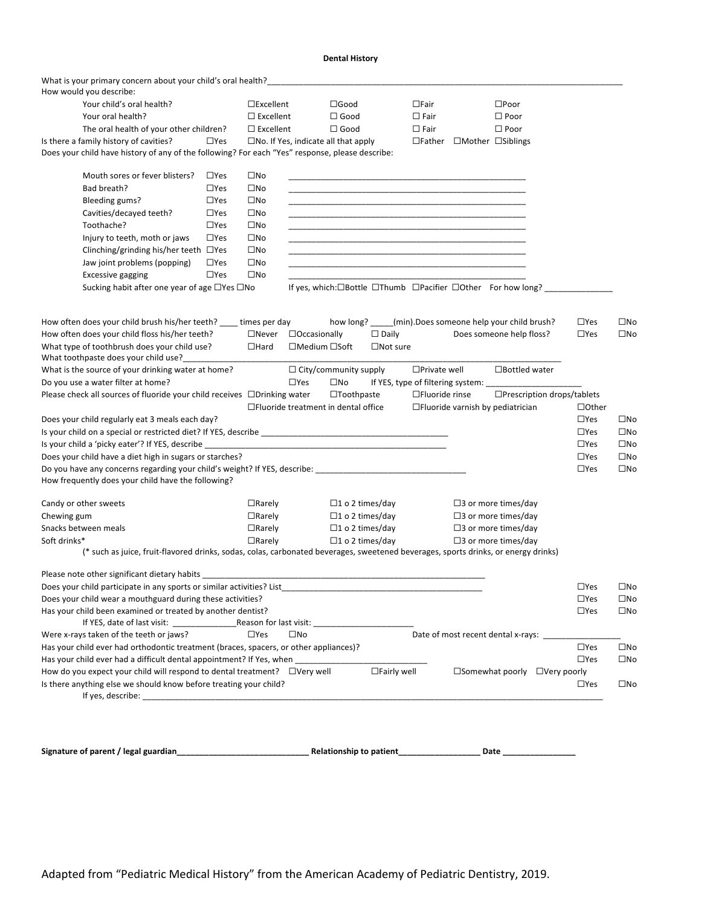# Dental History

What is your primary concern about your child's oral health?________________________________________________________________________________

How would you describe:

| | | | | |
|---|---|---|---|---|
| Your child's oral health? | ☐Excellent | ☐Good | ☐Fair | ☐Poor |
| Your oral health? | ☐ Excellent | ☐ Good | ☐ Fair | ☐ Poor |
| The oral health of your other children? | ☐ Excellent | ☐ Good | ☐ Fair | ☐ Poor |

Is there a family history of cavities? ☐Yes ☐No. If Yes, indicate all that apply ☐Father ☐Mother ☐Siblings

Does your child have history of any of the following? For each "Yes" response, please describe:

| | | | |
|---|---|---|---|
| Mouth sores or fever blisters? | ☐Yes | ☐No | _______________________________________________________ |
| Bad breath? | ☐Yes | ☐No | _______________________________________________________ |
| Bleeding gums? | ☐Yes | ☐No | _______________________________________________________ |
| Cavities/decayed teeth? | ☐Yes | ☐No | _______________________________________________________ |
| Toothache? | ☐Yes | ☐No | _______________________________________________________ |
| Injury to teeth, moth or jaws | ☐Yes | ☐No | _______________________________________________________ |
| Clinching/grinding his/her teeth | ☐Yes | ☐No | _______________________________________________________ |
| Jaw joint problems (popping) | ☐Yes | ☐No | _______________________________________________________ |
| Excessive gagging | ☐Yes | ☐No | _______________________________________________________ |
| Sucking habit after one year of age | ☐Yes | ☐No | If yes, which:☐Bottle ☐Thumb ☐Pacifier ☐Other For how long? _______________ |

How often does your child brush his/her teeth? ____ times per day how long? _____(min).Does someone help your child brush? ☐Yes ☐No

How often does your child floss his/her teeth? ☐Never ☐Occasionally ☐ Daily Does someone help floss? ☐Yes ☐No

What type of toothbrush does your child use? ☐Hard ☐Medium ☐Soft ☐Not sure

What toothpaste does your child use?_________________________________________________________________________

What is the source of your drinking water at home? ☐ City/community supply ☐Private well ☐Bottled water

Do you use a water filter at home? ☐Yes ☐No If YES, type of filtering system: _____________________

Please check all sources of fluoride your child receives ☐Drinking water ☐Toothpaste ☐Fluoride rinse ☐Prescription drops/tablets ☐Fluoride treatment in dental office ☐Fluoride varnish by pediatrician ☐Other

| | | |
|---|---|---|
| Does your child regularly eat 3 meals each day? | ☐Yes | ☐No |
| Is your child on a special or restricted diet? If YES, describe __________________________________________ | ☐Yes | ☐No |
| Is your child a 'picky eater'? If YES, describe ______________________________________________________ | ☐Yes | ☐No |
| Does your child have a diet high in sugars or starches? | ☐Yes | ☐No |
| Do you have any concerns regarding your child's weight? If YES, describe: __________________________________ | ☐Yes | ☐No |

How frequently does your child have the following?

| | | | |
|---|---|---|---|
| Candy or other sweets | ☐Rarely | ☐1 o 2 times/day | ☐3 or more times/day |
| Chewing gum | ☐Rarely | ☐1 o 2 times/day | ☐3 or more times/day |
| Snacks between meals | ☐Rarely | ☐1 o 2 times/day | ☐3 or more times/day |
| Soft drinks* | ☐Rarely | ☐1 o 2 times/day | ☐3 or more times/day |

(* such as juice, fruit-flavored drinks, sodas, colas, carbonated beverages, sweetened beverages, sports drinks, or energy drinks)

Please note other significant dietary habits ________________________________________________________________

| | | |
|---|---|---|
| Does your child participate in any sports or similar activities? List_____________________________________________ | ☐Yes | ☐No |
| Does your child wear a mouthguard during these activities? | ☐Yes | ☐No |
| Has your child been examined or treated by another dentist? | ☐Yes | ☐No |

If YES, date of last visit: ______________Reason for last visit: ______________________

Were x-rays taken of the teeth or jaws? ☐Yes ☐No Date of most recent dental x-rays: _________________

| | | |
|---|---|---|
| Has your child ever had orthodontic treatment (braces, spacers, or other appliances)? | ☐Yes | ☐No |
| Has your child ever had a difficult dental appointment? If Yes, when _____________________________ | ☐Yes | ☐No |

How do you expect your child will respond to dental treatment? ☐Very well ☐Fairly well ☐Somewhat poorly ☐Very poorly

Is there anything else we should know before treating your child? ☐Yes ☐No

If yes, describe: ____________________________________________________________________________________________________

**Signature of parent / legal guardian_____________________________ Relationship to patient__________________ Date ________________**

Adapted from "Pediatric Medical History" from the American Academy of Pediatric Dentistry, 2019.